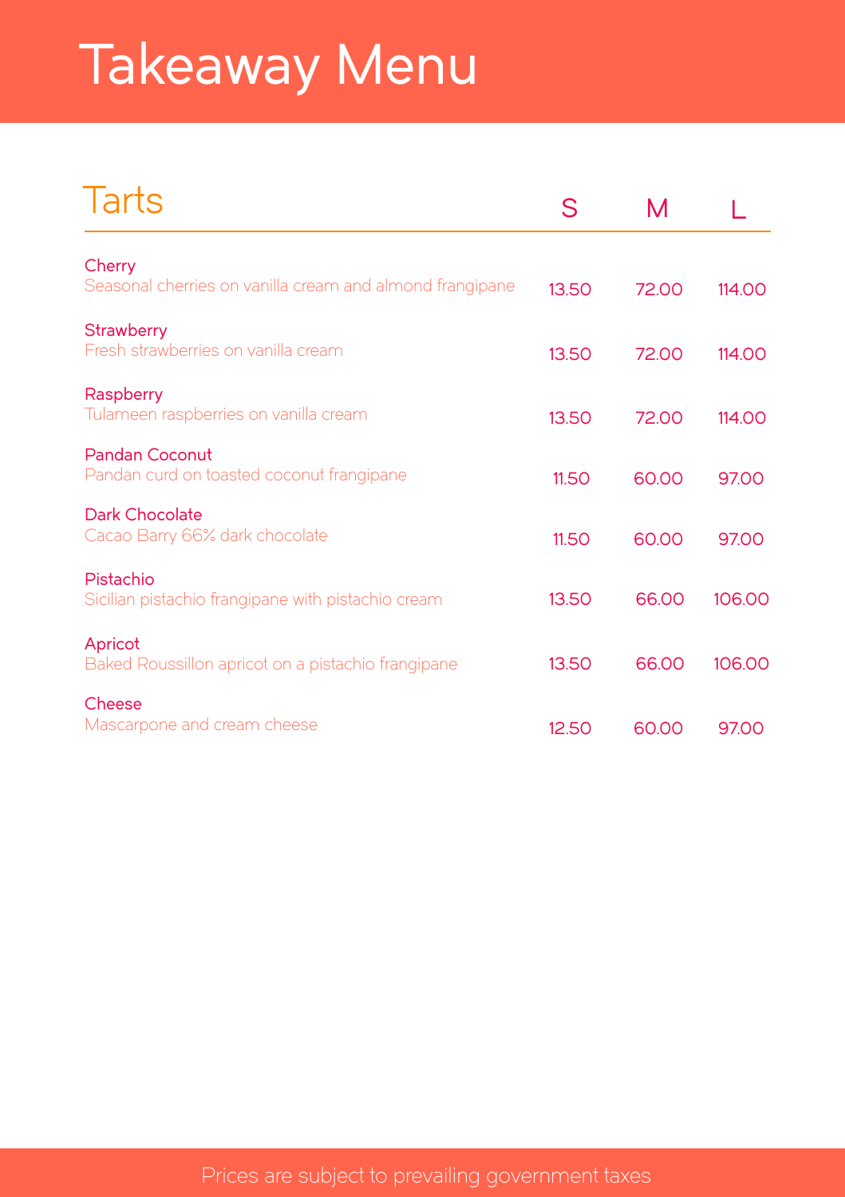# Takeaway Menu

## Tarts

| | S | M | L |
|---|---|---|---|
| **Cherry**<br>Seasonal cherries on vanilla cream and almond frangipane | 13.50 | 72.00 | 114.00 |
| **Strawberry**<br>Fresh strawberries on vanilla cream | 13.50 | 72.00 | 114.00 |
| **Raspberry**<br>Tulameen raspberries on vanilla cream | 13.50 | 72.00 | 114.00 |
| **Pandan Coconut**<br>Pandan curd on toasted coconut frangipane | 11.50 | 60.00 | 97.00 |
| **Dark Chocolate**<br>Cacao Barry 66% dark chocolate | 11.50 | 60.00 | 97.00 |
| **Pistachio**<br>Sicilian pistachio frangipane with pistachio cream | 13.50 | 66.00 | 106.00 |
| **Apricot**<br>Baked Roussillon apricot on a pistachio frangipane | 13.50 | 66.00 | 106.00 |
| **Cheese**<br>Mascarpone and cream cheese | 12.50 | 60.00 | 97.00 |

Prices are subject to prevailing government taxes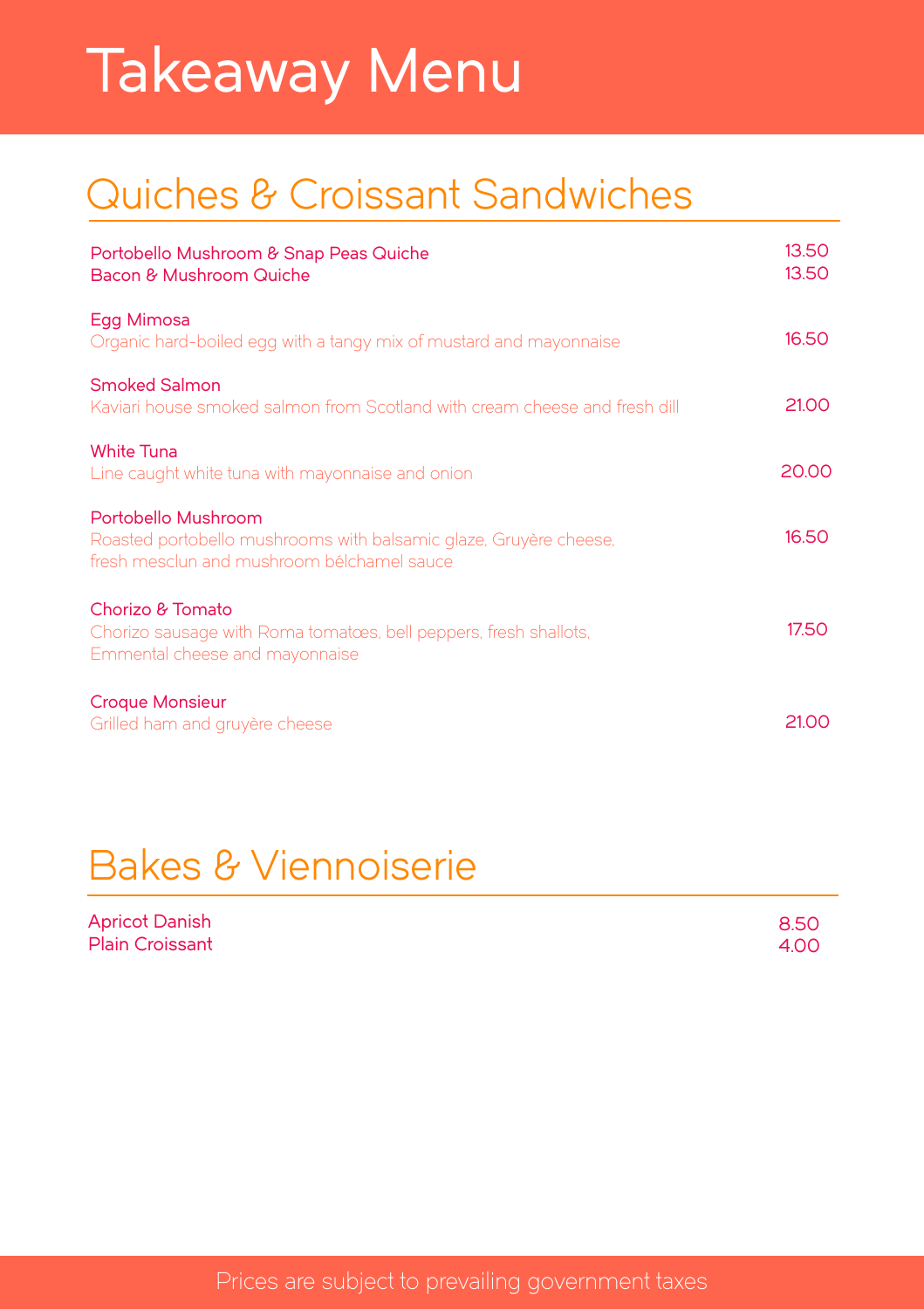# Takeaway Menu

## Quiches & Croissant Sandwiches

Portobello Mushroom & Snap Peas Quiche 13.50
Bacon & Mushroom Quiche 13.50

**Egg Mimosa** 16.50
Organic hard-boiled egg with a tangy mix of mustard and mayonnaise

**Smoked Salmon** 21.00
Kaviari house smoked salmon from Scotland with cream cheese and fresh dill

**White Tuna** 20.00
Line caught white tuna with mayonnaise and onion

**Portobello Mushroom** 16.50
Roasted portobello mushrooms with balsamic glaze, Gruyère cheese, fresh mesclun and mushroom bélchamel sauce

**Chorizo & Tomato** 17.50
Chorizo sausage with Roma tomatœs, bell peppers, fresh shallots, Emmental cheese and mayonnaise

**Croque Monsieur** 21.00
Grilled ham and gruyère cheese

## Bakes & Viennoiserie

Apricot Danish 8.50
Plain Croissant 4.00

Prices are subject to prevailing government taxes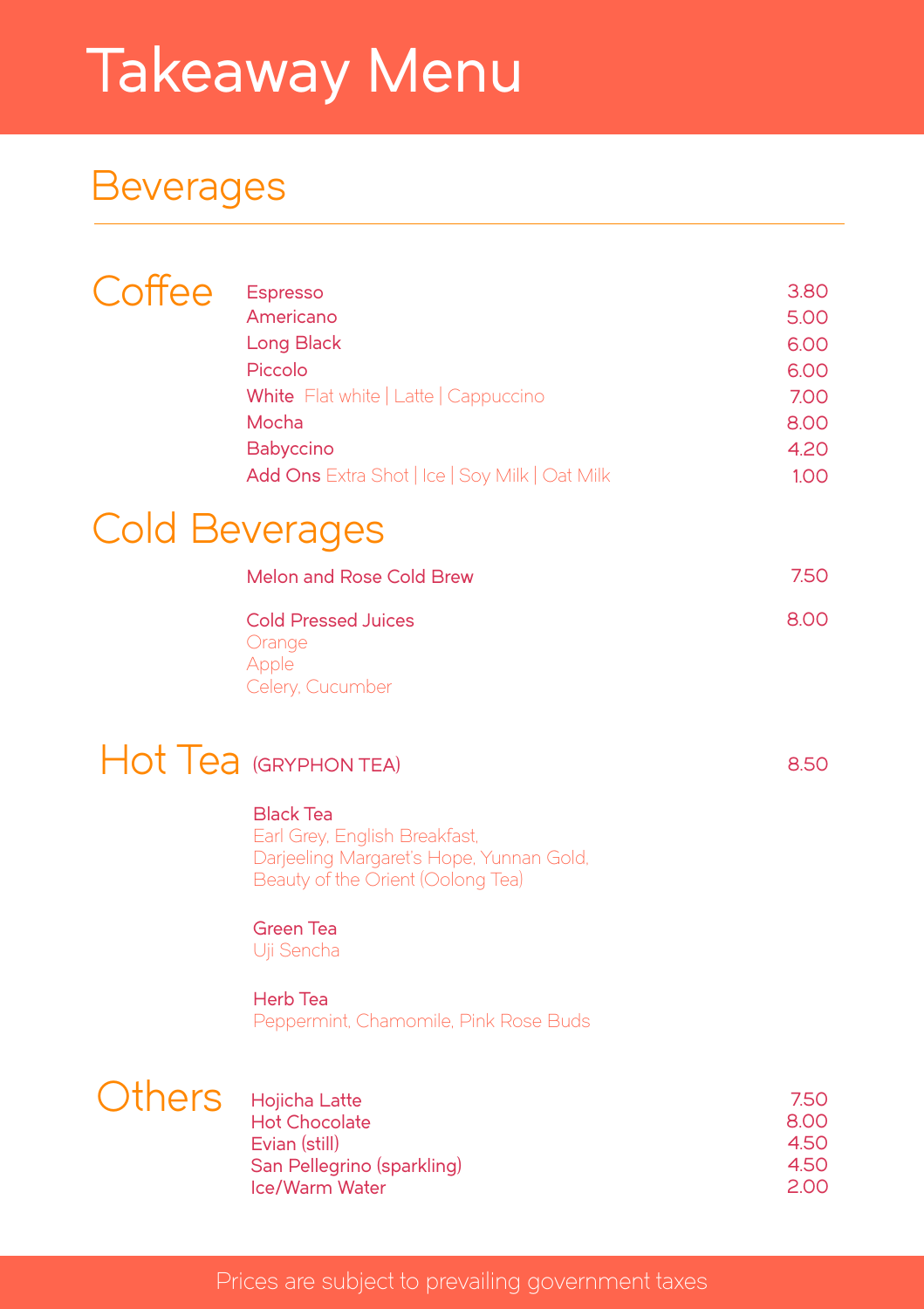# Takeaway Menu

## Beverages

### Coffee

| | |
|---|---|
| Espresso | 3.80 |
| Americano | 5.00 |
| Long Black | 6.00 |
| Piccolo | 6.00 |
| White Flat white \| Latte \| Cappuccino | 7.00 |
| Mocha | 8.00 |
| Babyccino | 4.20 |
| Add Ons Extra Shot \| Ice \| Soy Milk \| Oat Milk | 1.00 |

### Cold Beverages

| | |
|---|---|
| Melon and Rose Cold Brew | 7.50 |
| Cold Pressed Juices | 8.00 |

Orange
Apple
Celery, Cucumber

### Hot Tea (GRYPHON TEA) 8.50

**Black Tea**
Earl Grey, English Breakfast,
Darjeeling Margaret's Hope, Yunnan Gold,
Beauty of the Orient (Oolong Tea)

**Green Tea**
Uji Sencha

**Herb Tea**
Peppermint, Chamomile, Pink Rose Buds

### Others

| | |
|---|---|
| Hojicha Latte | 7.50 |
| Hot Chocolate | 8.00 |
| Evian (still) | 4.50 |
| San Pellegrino (sparkling) | 4.50 |
| Ice/Warm Water | 2.00 |

Prices are subject to prevailing government taxes